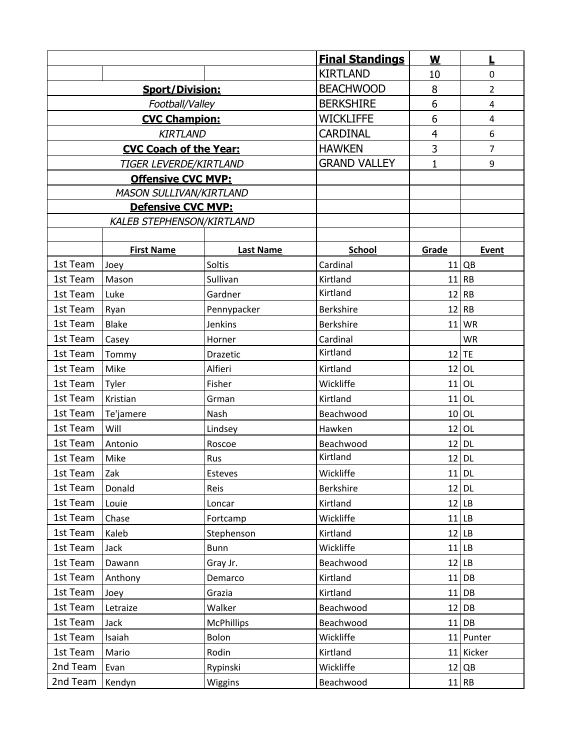| | | | Final Standings | W | L |
|---|---|---|---|---|---|
| | | | KIRTLAND | 10 | 0 |
| **Sport/Division:** | | | BEACHWOOD | 8 | 2 |
| *Football/Valley* | | | BERKSHIRE | 6 | 4 |
| **CVC Champion:** | | | WICKLIFFE | 6 | 4 |
| *KIRTLAND* | | | CARDINAL | 4 | 6 |
| **CVC Coach of the Year:** | | | HAWKEN | 3 | 7 |
| *TIGER LEVERDE/KIRTLAND* | | | GRAND VALLEY | 1 | 9 |
| **Offensive CVC MVP:** | | | | | |
| *MASON SULLIVAN/KIRTLAND* | | | | | |
| **Defensive CVC MVP:** | | | | | |
| *KALEB STEPHENSON/KIRTLAND* | | | | | |

| | First Name | Last Name | School | Grade | Event |
|---|---|---|---|---|---|
| 1st Team | Joey | Soltis | Cardinal | 11 | QB |
| 1st Team | Mason | Sullivan | Kirtland | 11 | RB |
| 1st Team | Luke | Gardner | Kirtland | 12 | RB |
| 1st Team | Ryan | Pennypacker | Berkshire | 12 | RB |
| 1st Team | Blake | Jenkins | Berkshire | 11 | WR |
| 1st Team | Casey | Horner | Cardinal | | WR |
| 1st Team | Tommy | Drazetic | Kirtland | 12 | TE |
| 1st Team | Mike | Alfieri | Kirtland | 12 | OL |
| 1st Team | Tyler | Fisher | Wickliffe | 11 | OL |
| 1st Team | Kristian | Grman | Kirtland | 11 | OL |
| 1st Team | Te'jamere | Nash | Beachwood | 10 | OL |
| 1st Team | Will | Lindsey | Hawken | 12 | OL |
| 1st Team | Antonio | Roscoe | Beachwood | 12 | DL |
| 1st Team | Mike | Rus | Kirtland | 12 | DL |
| 1st Team | Zak | Esteves | Wickliffe | 11 | DL |
| 1st Team | Donald | Reis | Berkshire | 12 | DL |
| 1st Team | Louie | Loncar | Kirtland | 12 | LB |
| 1st Team | Chase | Fortcamp | Wickliffe | 11 | LB |
| 1st Team | Kaleb | Stephenson | Kirtland | 12 | LB |
| 1st Team | Jack | Bunn | Wickliffe | 11 | LB |
| 1st Team | Dawann | Gray Jr. | Beachwood | 12 | LB |
| 1st Team | Anthony | Demarco | Kirtland | 11 | DB |
| 1st Team | Joey | Grazia | Kirtland | 11 | DB |
| 1st Team | Letraize | Walker | Beachwood | 12 | DB |
| 1st Team | Jack | McPhillips | Beachwood | 11 | DB |
| 1st Team | Isaiah | Bolon | Wickliffe | 11 | Punter |
| 1st Team | Mario | Rodin | Kirtland | 11 | Kicker |
| 2nd Team | Evan | Rypinski | Wickliffe | 12 | QB |
| 2nd Team | Kendyn | Wiggins | Beachwood | 11 | RB |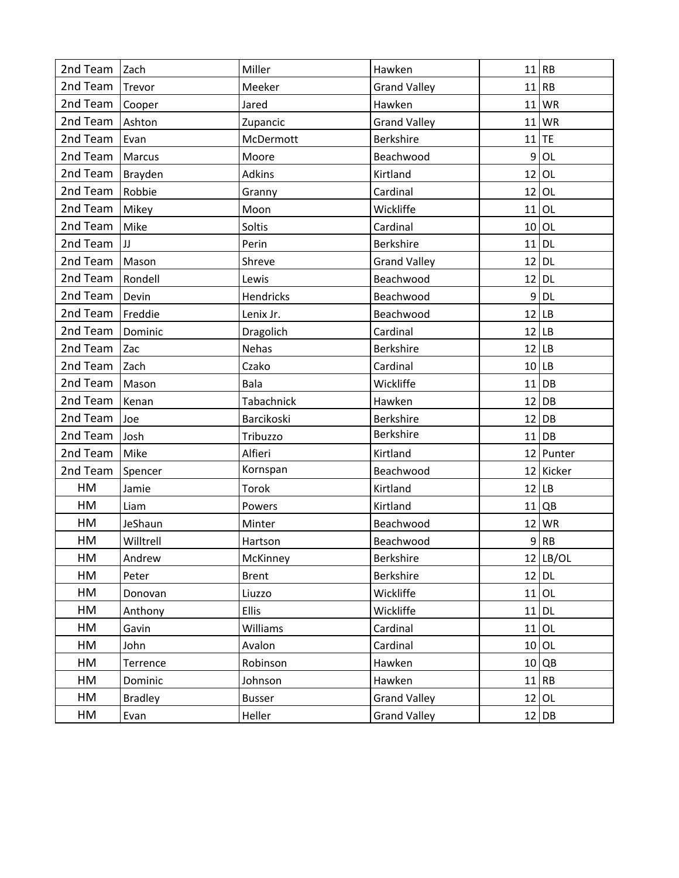| | | | | | |
|---|---|---|---|---|---|
| 2nd Team | Zach | Miller | Hawken | 11 | RB |
| 2nd Team | Trevor | Meeker | Grand Valley | 11 | RB |
| 2nd Team | Cooper | Jared | Hawken | 11 | WR |
| 2nd Team | Ashton | Zupancic | Grand Valley | 11 | WR |
| 2nd Team | Evan | McDermott | Berkshire | 11 | TE |
| 2nd Team | Marcus | Moore | Beachwood | 9 | OL |
| 2nd Team | Brayden | Adkins | Kirtland | 12 | OL |
| 2nd Team | Robbie | Granny | Cardinal | 12 | OL |
| 2nd Team | Mikey | Moon | Wickliffe | 11 | OL |
| 2nd Team | Mike | Soltis | Cardinal | 10 | OL |
| 2nd Team | JJ | Perin | Berkshire | 11 | DL |
| 2nd Team | Mason | Shreve | Grand Valley | 12 | DL |
| 2nd Team | Rondell | Lewis | Beachwood | 12 | DL |
| 2nd Team | Devin | Hendricks | Beachwood | 9 | DL |
| 2nd Team | Freddie | Lenix Jr. | Beachwood | 12 | LB |
| 2nd Team | Dominic | Dragolich | Cardinal | 12 | LB |
| 2nd Team | Zac | Nehas | Berkshire | 12 | LB |
| 2nd Team | Zach | Czako | Cardinal | 10 | LB |
| 2nd Team | Mason | Bala | Wickliffe | 11 | DB |
| 2nd Team | Kenan | Tabachnick | Hawken | 12 | DB |
| 2nd Team | Joe | Barcikoski | Berkshire | 12 | DB |
| 2nd Team | Josh | Tribuzzo | Berkshire | 11 | DB |
| 2nd Team | Mike | Alfieri | Kirtland | 12 | Punter |
| 2nd Team | Spencer | Kornspan | Beachwood | 12 | Kicker |
| HM | Jamie | Torok | Kirtland | 12 | LB |
| HM | Liam | Powers | Kirtland | 11 | QB |
| HM | JeShaun | Minter | Beachwood | 12 | WR |
| HM | Willtrell | Hartson | Beachwood | 9 | RB |
| HM | Andrew | McKinney | Berkshire | 12 | LB/OL |
| HM | Peter | Brent | Berkshire | 12 | DL |
| HM | Donovan | Liuzzo | Wickliffe | 11 | OL |
| HM | Anthony | Ellis | Wickliffe | 11 | DL |
| HM | Gavin | Williams | Cardinal | 11 | OL |
| HM | John | Avalon | Cardinal | 10 | OL |
| HM | Terrence | Robinson | Hawken | 10 | QB |
| HM | Dominic | Johnson | Hawken | 11 | RB |
| HM | Bradley | Busser | Grand Valley | 12 | OL |
| HM | Evan | Heller | Grand Valley | 12 | DB |